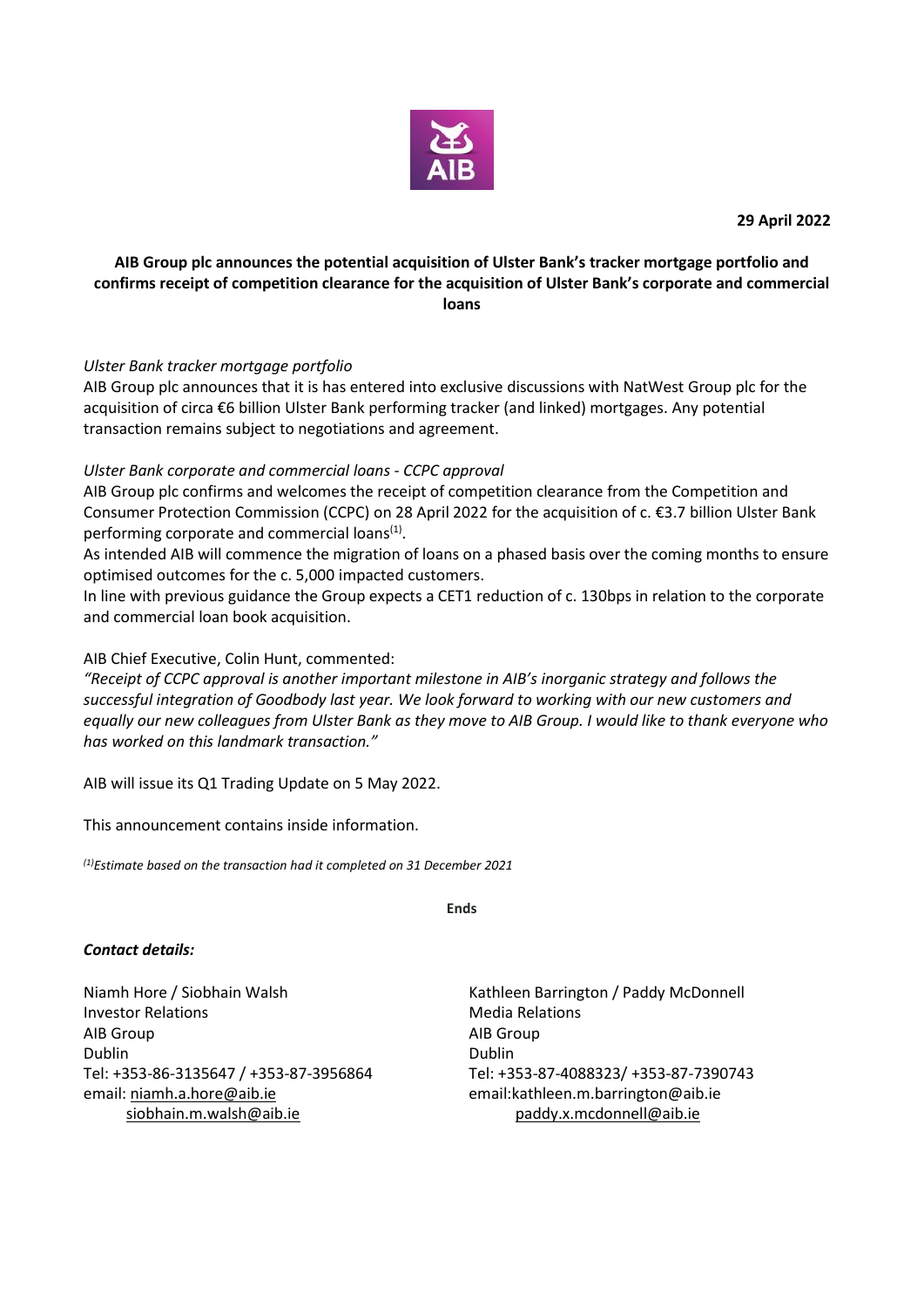**29 April 2022**

**AIB Group plc announces the potential acquisition of Ulster Bank's tracker mortgage portfolio and confirms receipt of competition clearance for the acquisition of Ulster Bank's corporate and commercial loans**

*Ulster Bank tracker mortgage portfolio*

AIB Group plc announces that it is has entered into exclusive discussions with NatWest Group plc for the acquisition of circa €6 billion Ulster Bank performing tracker (and linked) mortgages. Any potential transaction remains subject to negotiations and agreement.

*Ulster Bank corporate and commercial loans - CCPC approval*

AIB Group plc confirms and welcomes the receipt of competition clearance from the Competition and Consumer Protection Commission (CCPC) on 28 April 2022 for the acquisition of c. €3.7 billion Ulster Bank performing corporate and commercial loans(1).

As intended AIB will commence the migration of loans on a phased basis over the coming months to ensure optimised outcomes for the c. 5,000 impacted customers.

In line with previous guidance the Group expects a CET1 reduction of c. 130bps in relation to the corporate and commercial loan book acquisition.

AIB Chief Executive, Colin Hunt, commented:

*"Receipt of CCPC approval is another important milestone in AIB's inorganic strategy and follows the successful integration of Goodbody last year. We look forward to working with our new customers and equally our new colleagues from Ulster Bank as they move to AIB Group. I would like to thank everyone who has worked on this landmark transaction."*

AIB will issue its Q1 Trading Update on 5 May 2022.

This announcement contains inside information.

*(1)Estimate based on the transaction had it completed on 31 December 2021*

**Ends**

***Contact details:***

Niamh Hore / Siobhain Walsh
Investor Relations
AIB Group
Dublin
Tel: +353-86-3135647 / +353-87-3956864
email: niamh.a.hore@aib.ie
siobhain.m.walsh@aib.ie

Kathleen Barrington / Paddy McDonnell
Media Relations
AIB Group
Dublin
Tel: +353-87-4088323/ +353-87-7390743
email:kathleen.m.barrington@aib.ie
paddy.x.mcdonnell@aib.ie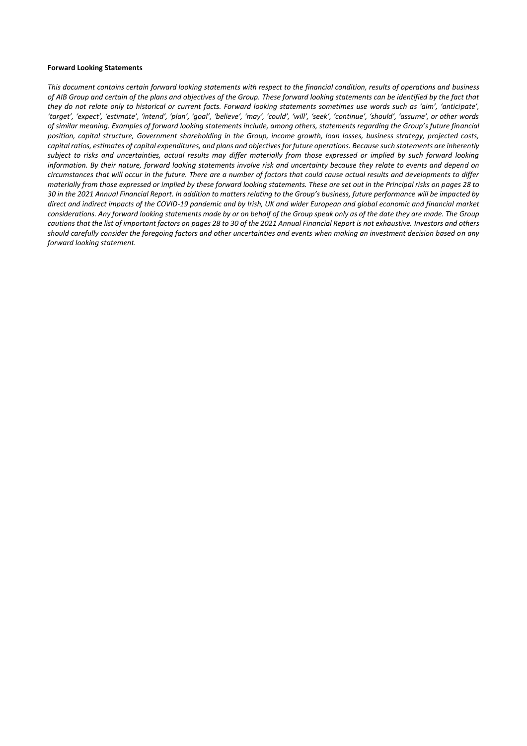**Forward Looking Statements**

*This document contains certain forward looking statements with respect to the financial condition, results of operations and business of AIB Group and certain of the plans and objectives of the Group. These forward looking statements can be identified by the fact that they do not relate only to historical or current facts. Forward looking statements sometimes use words such as 'aim', 'anticipate', 'target', 'expect', 'estimate', 'intend', 'plan', 'goal', 'believe', 'may', 'could', 'will', 'seek', 'continue', 'should', 'assume', or other words of similar meaning. Examples of forward looking statements include, among others, statements regarding the Group's future financial position, capital structure, Government shareholding in the Group, income growth, loan losses, business strategy, projected costs, capital ratios, estimates of capital expenditures, and plans and objectives for future operations. Because such statements are inherently subject to risks and uncertainties, actual results may differ materially from those expressed or implied by such forward looking information. By their nature, forward looking statements involve risk and uncertainty because they relate to events and depend on circumstances that will occur in the future. There are a number of factors that could cause actual results and developments to differ materially from those expressed or implied by these forward looking statements. These are set out in the Principal risks on pages 28 to 30 in the 2021 Annual Financial Report. In addition to matters relating to the Group's business, future performance will be impacted by direct and indirect impacts of the COVID-19 pandemic and by Irish, UK and wider European and global economic and financial market considerations. Any forward looking statements made by or on behalf of the Group speak only as of the date they are made. The Group cautions that the list of important factors on pages 28 to 30 of the 2021 Annual Financial Report is not exhaustive. Investors and others should carefully consider the foregoing factors and other uncertainties and events when making an investment decision based on any forward looking statement.*